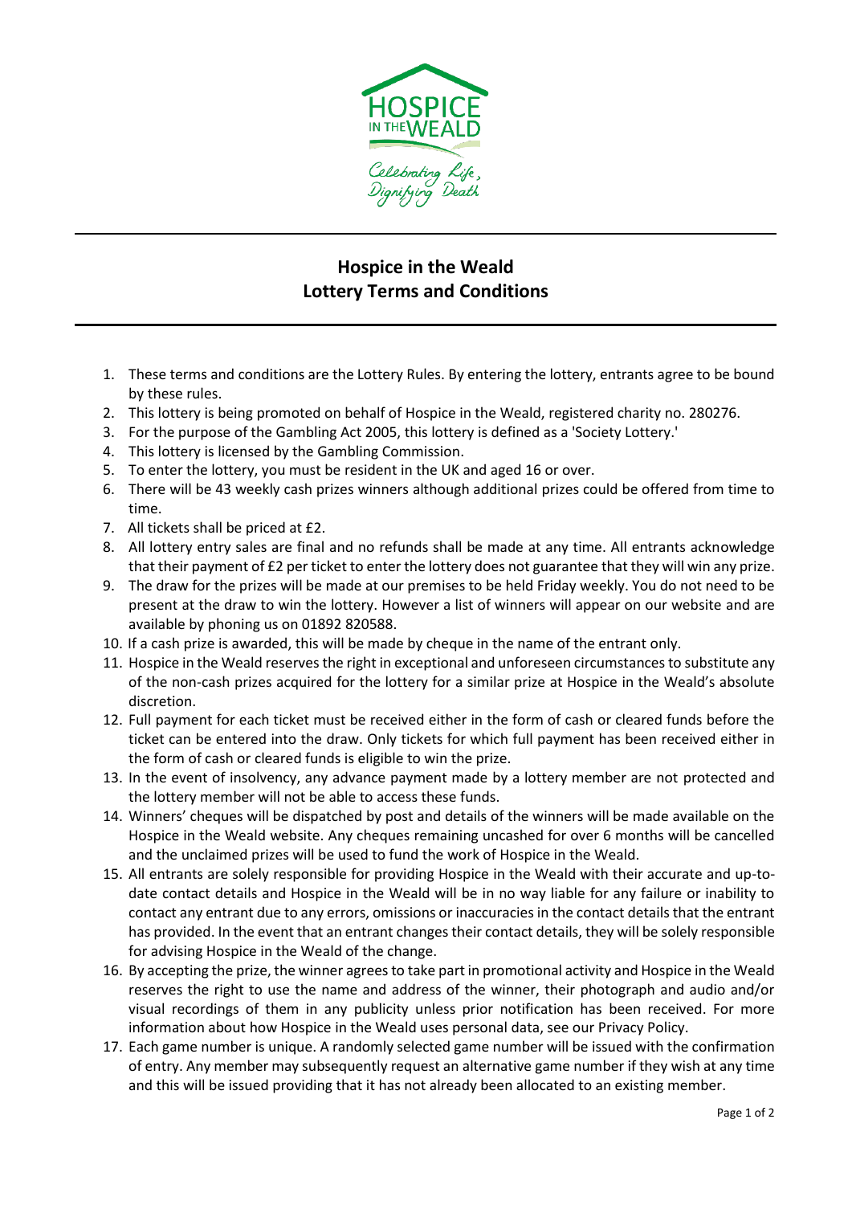# Hospice in the Weald
# Lottery Terms and Conditions

1. These terms and conditions are the Lottery Rules. By entering the lottery, entrants agree to be bound by these rules.
2. This lottery is being promoted on behalf of Hospice in the Weald, registered charity no. 280276.
3. For the purpose of the Gambling Act 2005, this lottery is defined as a 'Society Lottery.'
4. This lottery is licensed by the Gambling Commission.
5. To enter the lottery, you must be resident in the UK and aged 16 or over.
6. There will be 43 weekly cash prizes winners although additional prizes could be offered from time to time.
7. All tickets shall be priced at £2.
8. All lottery entry sales are final and no refunds shall be made at any time. All entrants acknowledge that their payment of £2 per ticket to enter the lottery does not guarantee that they will win any prize.
9. The draw for the prizes will be made at our premises to be held Friday weekly. You do not need to be present at the draw to win the lottery. However a list of winners will appear on our website and are available by phoning us on 01892 820588.
10. If a cash prize is awarded, this will be made by cheque in the name of the entrant only.
11. Hospice in the Weald reserves the right in exceptional and unforeseen circumstances to substitute any of the non-cash prizes acquired for the lottery for a similar prize at Hospice in the Weald's absolute discretion.
12. Full payment for each ticket must be received either in the form of cash or cleared funds before the ticket can be entered into the draw. Only tickets for which full payment has been received either in the form of cash or cleared funds is eligible to win the prize.
13. In the event of insolvency, any advance payment made by a lottery member are not protected and the lottery member will not be able to access these funds.
14. Winners' cheques will be dispatched by post and details of the winners will be made available on the Hospice in the Weald website. Any cheques remaining uncashed for over 6 months will be cancelled and the unclaimed prizes will be used to fund the work of Hospice in the Weald.
15. All entrants are solely responsible for providing Hospice in the Weald with their accurate and up-to-date contact details and Hospice in the Weald will be in no way liable for any failure or inability to contact any entrant due to any errors, omissions or inaccuracies in the contact details that the entrant has provided. In the event that an entrant changes their contact details, they will be solely responsible for advising Hospice in the Weald of the change.
16. By accepting the prize, the winner agrees to take part in promotional activity and Hospice in the Weald reserves the right to use the name and address of the winner, their photograph and audio and/or visual recordings of them in any publicity unless prior notification has been received. For more information about how Hospice in the Weald uses personal data, see our Privacy Policy.
17. Each game number is unique. A randomly selected game number will be issued with the confirmation of entry. Any member may subsequently request an alternative game number if they wish at any time and this will be issued providing that it has not already been allocated to an existing member.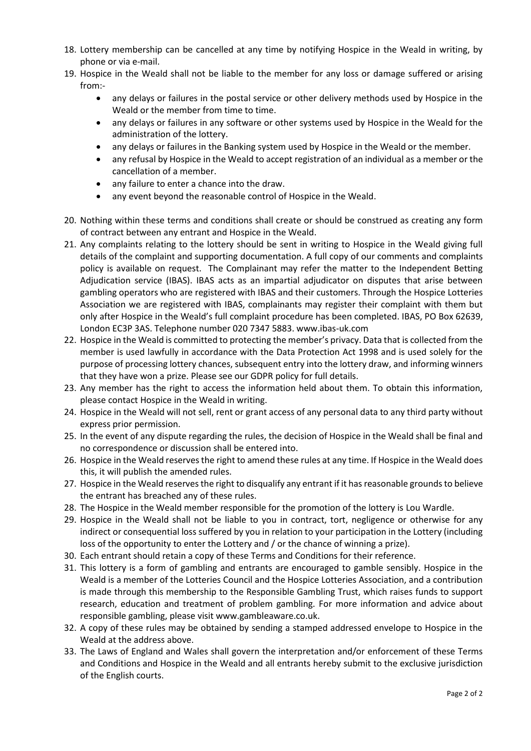18. Lottery membership can be cancelled at any time by notifying Hospice in the Weald in writing, by phone or via e-mail.
19. Hospice in the Weald shall not be liable to the member for any loss or damage suffered or arising from:-
    - any delays or failures in the postal service or other delivery methods used by Hospice in the Weald or the member from time to time.
    - any delays or failures in any software or other systems used by Hospice in the Weald for the administration of the lottery.
    - any delays or failures in the Banking system used by Hospice in the Weald or the member.
    - any refusal by Hospice in the Weald to accept registration of an individual as a member or the cancellation of a member.
    - any failure to enter a chance into the draw.
    - any event beyond the reasonable control of Hospice in the Weald.
20. Nothing within these terms and conditions shall create or should be construed as creating any form of contract between any entrant and Hospice in the Weald.
21. Any complaints relating to the lottery should be sent in writing to Hospice in the Weald giving full details of the complaint and supporting documentation. A full copy of our comments and complaints policy is available on request. The Complainant may refer the matter to the Independent Betting Adjudication service (IBAS). IBAS acts as an impartial adjudicator on disputes that arise between gambling operators who are registered with IBAS and their customers. Through the Hospice Lotteries Association we are registered with IBAS, complainants may register their complaint with them but only after Hospice in the Weald's full complaint procedure has been completed. IBAS, PO Box 62639, London EC3P 3AS. Telephone number 020 7347 5883. www.ibas-uk.com
22. Hospice in the Weald is committed to protecting the member's privacy. Data that is collected from the member is used lawfully in accordance with the Data Protection Act 1998 and is used solely for the purpose of processing lottery chances, subsequent entry into the lottery draw, and informing winners that they have won a prize. Please see our GDPR policy for full details.
23. Any member has the right to access the information held about them. To obtain this information, please contact Hospice in the Weald in writing.
24. Hospice in the Weald will not sell, rent or grant access of any personal data to any third party without express prior permission.
25. In the event of any dispute regarding the rules, the decision of Hospice in the Weald shall be final and no correspondence or discussion shall be entered into.
26. Hospice in the Weald reserves the right to amend these rules at any time. If Hospice in the Weald does this, it will publish the amended rules.
27. Hospice in the Weald reserves the right to disqualify any entrant if it has reasonable grounds to believe the entrant has breached any of these rules.
28. The Hospice in the Weald member responsible for the promotion of the lottery is Lou Wardle.
29. Hospice in the Weald shall not be liable to you in contract, tort, negligence or otherwise for any indirect or consequential loss suffered by you in relation to your participation in the Lottery (including loss of the opportunity to enter the Lottery and / or the chance of winning a prize).
30. Each entrant should retain a copy of these Terms and Conditions for their reference.
31. This lottery is a form of gambling and entrants are encouraged to gamble sensibly. Hospice in the Weald is a member of the Lotteries Council and the Hospice Lotteries Association, and a contribution is made through this membership to the Responsible Gambling Trust, which raises funds to support research, education and treatment of problem gambling. For more information and advice about responsible gambling, please visit www.gambleaware.co.uk.
32. A copy of these rules may be obtained by sending a stamped addressed envelope to Hospice in the Weald at the address above.
33. The Laws of England and Wales shall govern the interpretation and/or enforcement of these Terms and Conditions and Hospice in the Weald and all entrants hereby submit to the exclusive jurisdiction of the English courts.